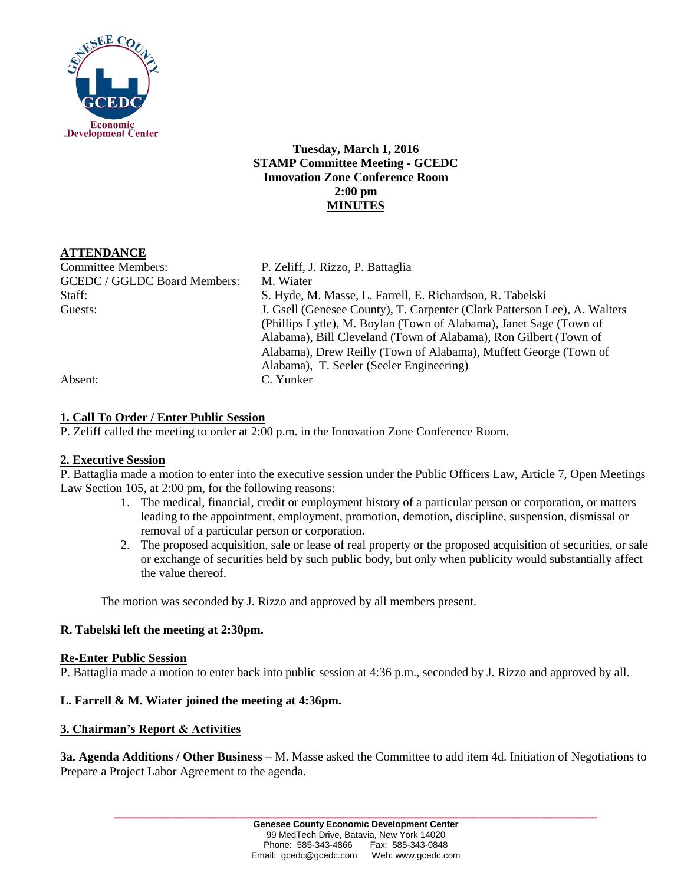**Tuesday, March 1, 2016**
**STAMP Committee Meeting - GCEDC**
**Innovation Zone Conference Room**
**2:00 pm**
**MINUTES**

**ATTENDANCE**

| | |
|---|---|
| Committee Members: | P. Zeliff, J. Rizzo, P. Battaglia |
| GCEDC / GGLDC Board Members: | M. Wiater |
| Staff: | S. Hyde, M. Masse, L. Farrell, E. Richardson, R. Tabelski |
| Guests: | J. Gsell (Genesee County), T. Carpenter (Clark Patterson Lee), A. Walters (Phillips Lytle), M. Boylan (Town of Alabama), Janet Sage (Town of Alabama), Bill Cleveland (Town of Alabama), Ron Gilbert (Town of Alabama), Drew Reilly (Town of Alabama), Muffett George (Town of Alabama), T. Seeler (Seeler Engineering) |
| Absent: | C. Yunker |

**1. Call To Order / Enter Public Session**

P. Zeliff called the meeting to order at 2:00 p.m. in the Innovation Zone Conference Room.

**2. Executive Session**

P. Battaglia made a motion to enter into the executive session under the Public Officers Law, Article 7, Open Meetings Law Section 105, at 2:00 pm, for the following reasons:

1. The medical, financial, credit or employment history of a particular person or corporation, or matters leading to the appointment, employment, promotion, demotion, discipline, suspension, dismissal or removal of a particular person or corporation.
2. The proposed acquisition, sale or lease of real property or the proposed acquisition of securities, or sale or exchange of securities held by such public body, but only when publicity would substantially affect the value thereof.

The motion was seconded by J. Rizzo and approved by all members present.

**R. Tabelski left the meeting at 2:30pm.**

**Re-Enter Public Session**

P. Battaglia made a motion to enter back into public session at 4:36 p.m., seconded by J. Rizzo and approved by all.

**L. Farrell & M. Wiater joined the meeting at 4:36pm.**

**3. Chairman's Report & Activities**

**3a. Agenda Additions / Other Business –** M. Masse asked the Committee to add item 4d. Initiation of Negotiations to Prepare a Project Labor Agreement to the agenda.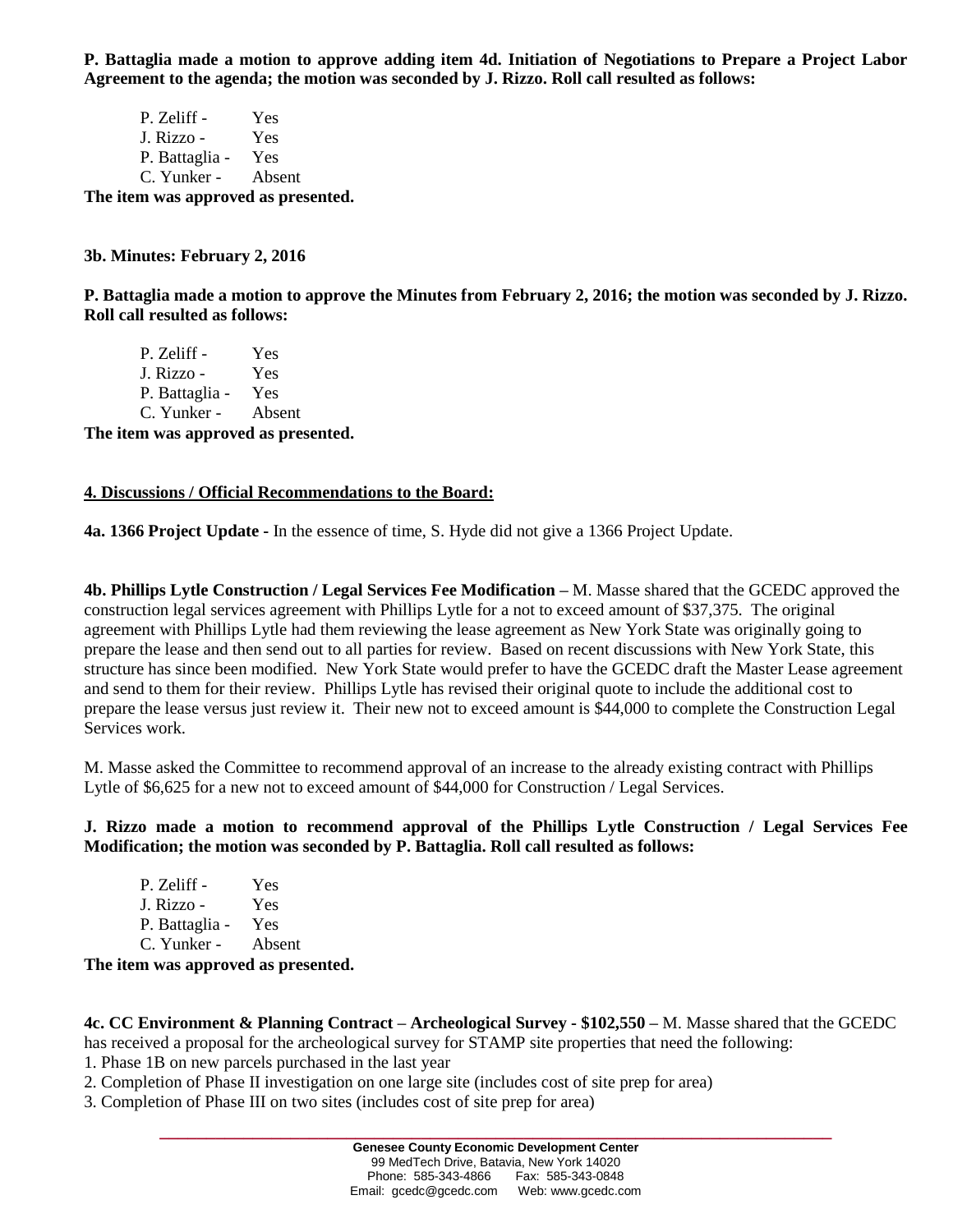**P. Battaglia made a motion to approve adding item 4d. Initiation of Negotiations to Prepare a Project Labor Agreement to the agenda; the motion was seconded by J. Rizzo. Roll call resulted as follows:**

P. Zeliff - Yes
J. Rizzo - Yes
P. Battaglia - Yes
C. Yunker - Absent

**The item was approved as presented.**

**3b. Minutes: February 2, 2016**

**P. Battaglia made a motion to approve the Minutes from February 2, 2016; the motion was seconded by J. Rizzo. Roll call resulted as follows:**

P. Zeliff - Yes
J. Rizzo - Yes
P. Battaglia - Yes
C. Yunker - Absent

**The item was approved as presented.**

**4. Discussions / Official Recommendations to the Board:**

**4a. 1366 Project Update -** In the essence of time, S. Hyde did not give a 1366 Project Update.

**4b. Phillips Lytle Construction / Legal Services Fee Modification –** M. Masse shared that the GCEDC approved the construction legal services agreement with Phillips Lytle for a not to exceed amount of $37,375. The original agreement with Phillips Lytle had them reviewing the lease agreement as New York State was originally going to prepare the lease and then send out to all parties for review. Based on recent discussions with New York State, this structure has since been modified. New York State would prefer to have the GCEDC draft the Master Lease agreement and send to them for their review. Phillips Lytle has revised their original quote to include the additional cost to prepare the lease versus just review it. Their new not to exceed amount is $44,000 to complete the Construction Legal Services work.

M. Masse asked the Committee to recommend approval of an increase to the already existing contract with Phillips Lytle of $6,625 for a new not to exceed amount of $44,000 for Construction / Legal Services.

**J. Rizzo made a motion to recommend approval of the Phillips Lytle Construction / Legal Services Fee Modification; the motion was seconded by P. Battaglia. Roll call resulted as follows:**

P. Zeliff - Yes
J. Rizzo - Yes
P. Battaglia - Yes
C. Yunker - Absent

**The item was approved as presented.**

**4c. CC Environment & Planning Contract – Archeological Survey - $102,550 –** M. Masse shared that the GCEDC has received a proposal for the archeological survey for STAMP site properties that need the following:

1. Phase 1B on new parcels purchased in the last year
2. Completion of Phase II investigation on one large site (includes cost of site prep for area)
3. Completion of Phase III on two sites (includes cost of site prep for area)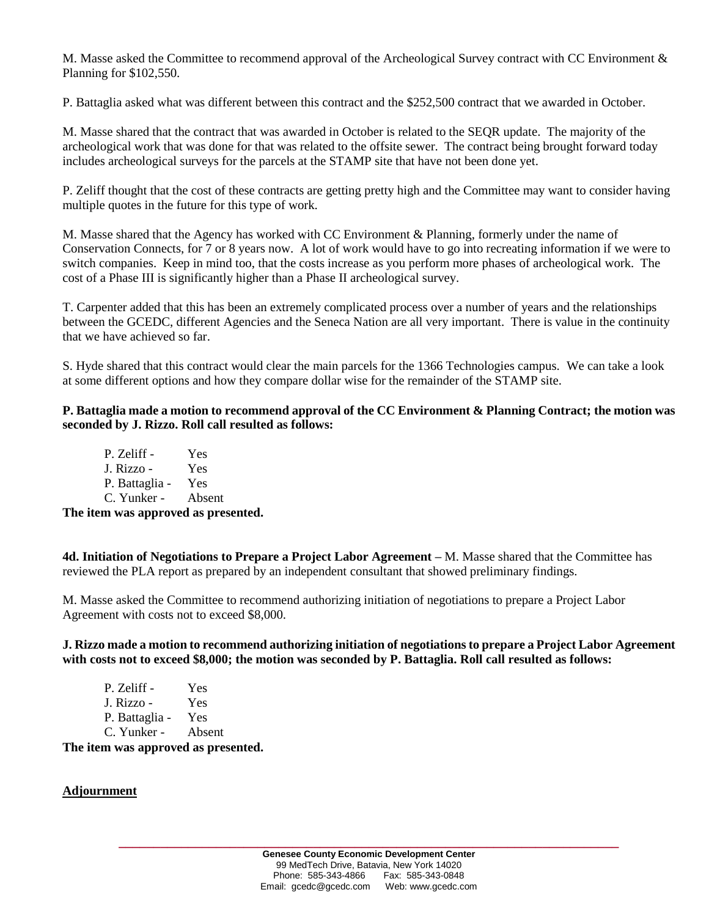M. Masse asked the Committee to recommend approval of the Archeological Survey contract with CC Environment & Planning for $102,550.

P. Battaglia asked what was different between this contract and the $252,500 contract that we awarded in October.

M. Masse shared that the contract that was awarded in October is related to the SEQR update. The majority of the archeological work that was done for that was related to the offsite sewer. The contract being brought forward today includes archeological surveys for the parcels at the STAMP site that have not been done yet.

P. Zeliff thought that the cost of these contracts are getting pretty high and the Committee may want to consider having multiple quotes in the future for this type of work.

M. Masse shared that the Agency has worked with CC Environment & Planning, formerly under the name of Conservation Connects, for 7 or 8 years now. A lot of work would have to go into recreating information if we were to switch companies. Keep in mind too, that the costs increase as you perform more phases of archeological work. The cost of a Phase III is significantly higher than a Phase II archeological survey.

T. Carpenter added that this has been an extremely complicated process over a number of years and the relationships between the GCEDC, different Agencies and the Seneca Nation are all very important. There is value in the continuity that we have achieved so far.

S. Hyde shared that this contract would clear the main parcels for the 1366 Technologies campus. We can take a look at some different options and how they compare dollar wise for the remainder of the STAMP site.

**P. Battaglia made a motion to recommend approval of the CC Environment & Planning Contract; the motion was seconded by J. Rizzo. Roll call resulted as follows:**

P. Zeliff - Yes
J. Rizzo - Yes
P. Battaglia - Yes
C. Yunker - Absent

**The item was approved as presented.**

**4d. Initiation of Negotiations to Prepare a Project Labor Agreement –** M. Masse shared that the Committee has reviewed the PLA report as prepared by an independent consultant that showed preliminary findings.

M. Masse asked the Committee to recommend authorizing initiation of negotiations to prepare a Project Labor Agreement with costs not to exceed $8,000.

**J. Rizzo made a motion to recommend authorizing initiation of negotiations to prepare a Project Labor Agreement with costs not to exceed $8,000; the motion was seconded by P. Battaglia. Roll call resulted as follows:**

P. Zeliff - Yes
J. Rizzo - Yes
P. Battaglia - Yes
C. Yunker - Absent

**The item was approved as presented.**

**Adjournment**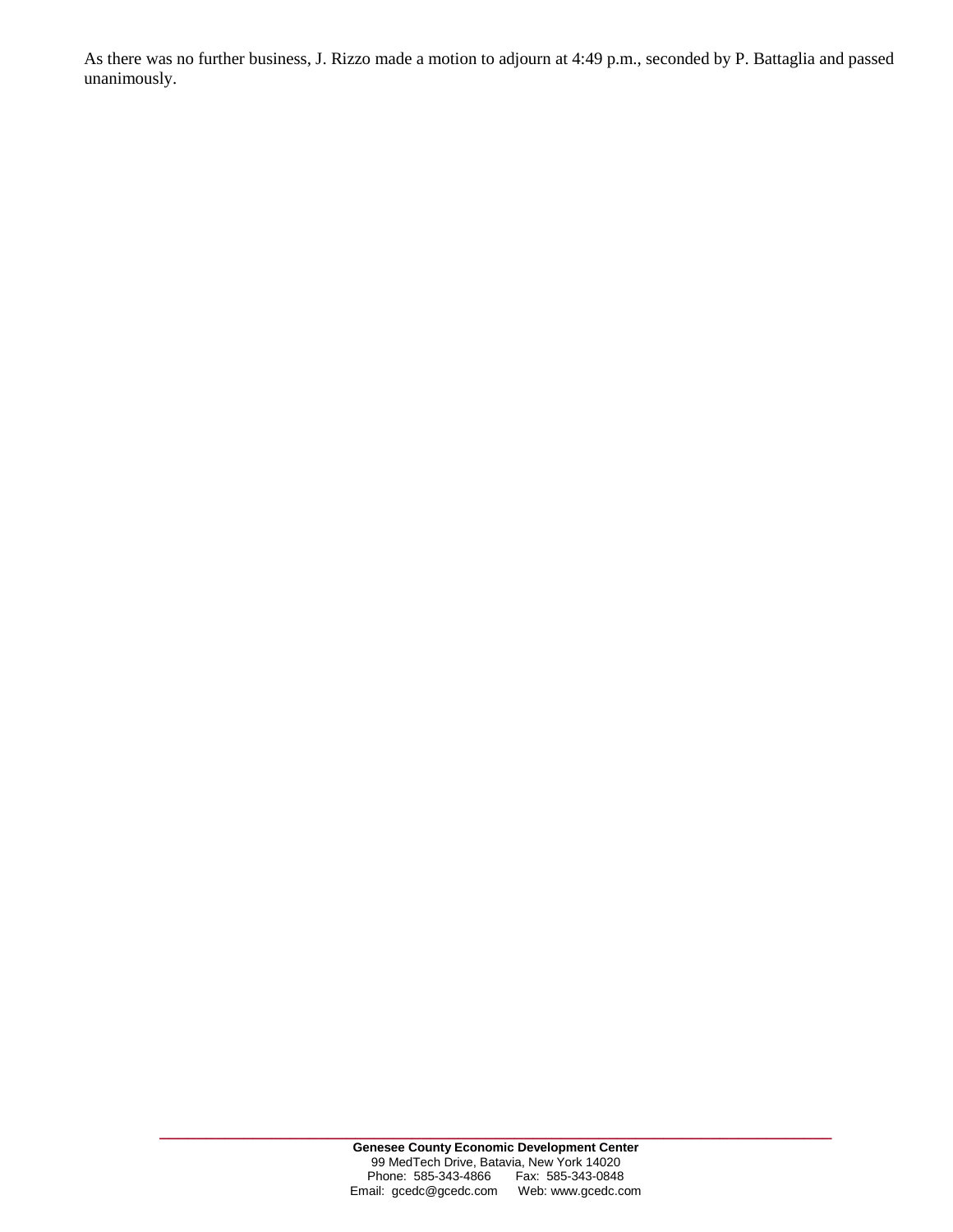As there was no further business, J. Rizzo made a motion to adjourn at 4:49 p.m., seconded by P. Battaglia and passed unanimously.